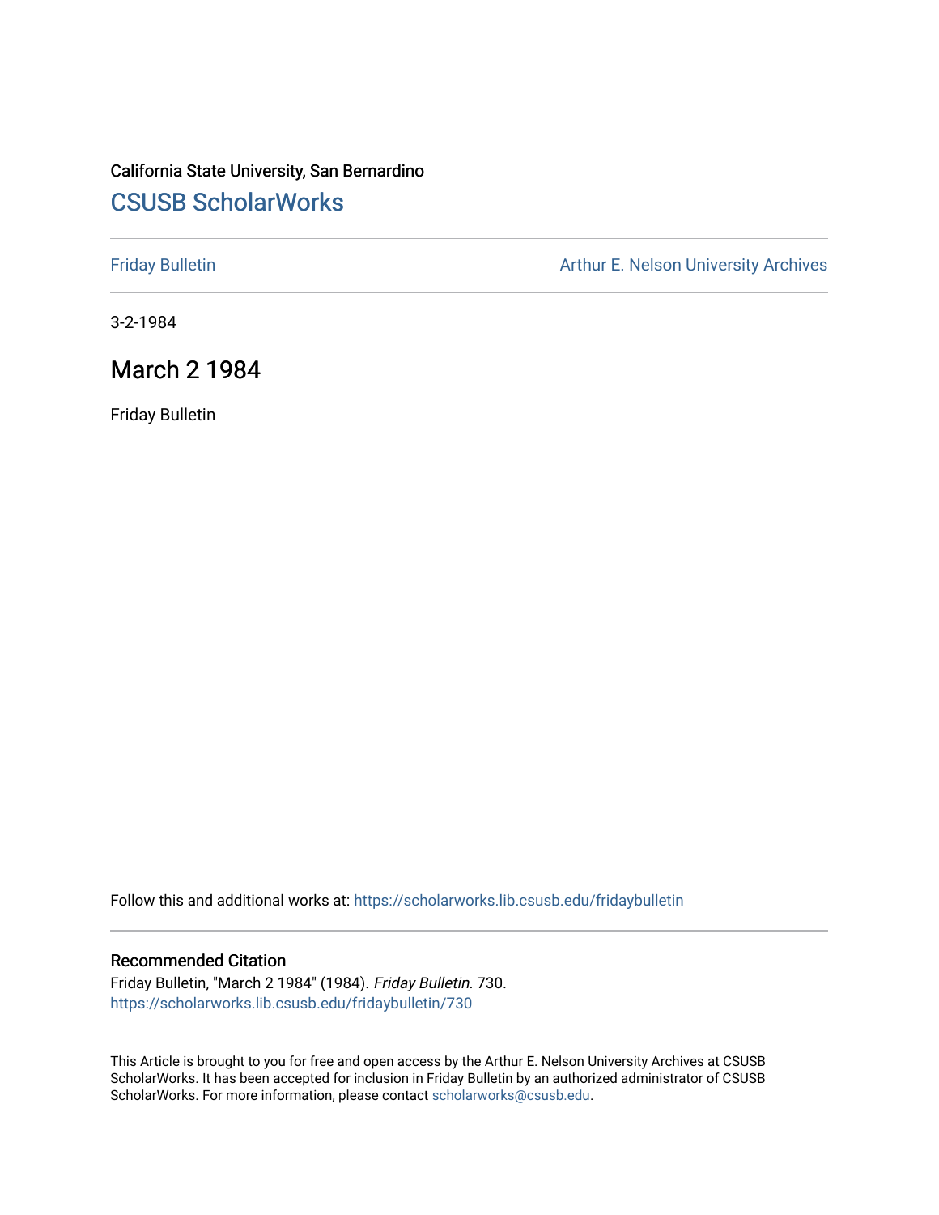California State University, San Bernardino

## CSUSB ScholarWorks

Friday Bulletin

Arthur E. Nelson University Archives

3-2-1984

# March 2 1984

Friday Bulletin

Follow this and additional works at: https://scholarworks.lib.csusb.edu/fridaybulletin

### Recommended Citation

Friday Bulletin, "March 2 1984" (1984). *Friday Bulletin*. 730.
https://scholarworks.lib.csusb.edu/fridaybulletin/730

This Article is brought to you for free and open access by the Arthur E. Nelson University Archives at CSUSB ScholarWorks. It has been accepted for inclusion in Friday Bulletin by an authorized administrator of CSUSB ScholarWorks. For more information, please contact scholarworks@csusb.edu.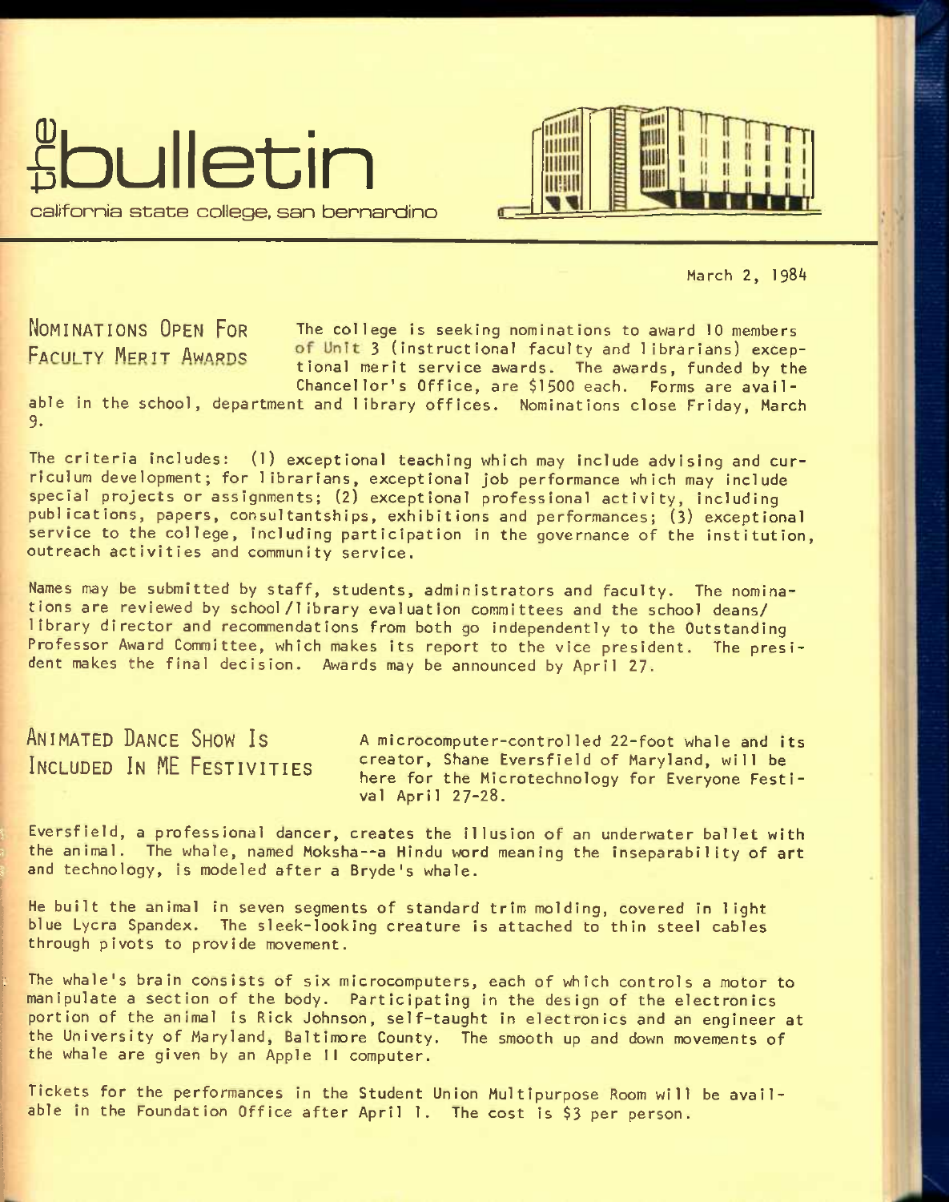# the bulletin

california state college, san bernardino

March 2, 1984

## NOMINATIONS OPEN FOR FACULTY MERIT AWARDS

The college is seeking nominations to award 10 members of Unit 3 (instructional faculty and librarians) exceptional merit service awards. The awards, funded by the Chancellor's Office, are $1500 each. Forms are available in the school, department and library offices. Nominations close Friday, March 9.

The criteria includes: (1) exceptional teaching which may include advising and curriculum development; for librarians, exceptional job performance which may include special projects or assignments; (2) exceptional professional activity, including publications, papers, consultantships, exhibitions and performances; (3) exceptional service to the college, including participation in the governance of the institution, outreach activities and community service.

Names may be submitted by staff, students, administrators and faculty. The nominations are reviewed by school/library evaluation committees and the school deans/library director and recommendations from both go independently to the Outstanding Professor Award Committee, which makes its report to the vice president. The president makes the final decision. Awards may be announced by April 27.

## ANIMATED DANCE SHOW IS INCLUDED IN ME FESTIVITIES

A microcomputer-controlled 22-foot whale and its creator, Shane Eversfield of Maryland, will be here for the Microtechnology for Everyone Festival April 27-28.

Eversfield, a professional dancer, creates the illusion of an underwater ballet with the animal. The whale, named Moksha--a Hindu word meaning the inseparability of art and technology, is modeled after a Bryde's whale.

He built the animal in seven segments of standard trim molding, covered in light blue Lycra Spandex. The sleek-looking creature is attached to thin steel cables through pivots to provide movement.

The whale's brain consists of six microcomputers, each of which controls a motor to manipulate a section of the body. Participating in the design of the electronics portion of the animal is Rick Johnson, self-taught in electronics and an engineer at the University of Maryland, Baltimore County. The smooth up and down movements of the whale are given by an Apple II computer.

Tickets for the performances in the Student Union Multipurpose Room will be available in the Foundation Office after April 1. The cost is $3 per person.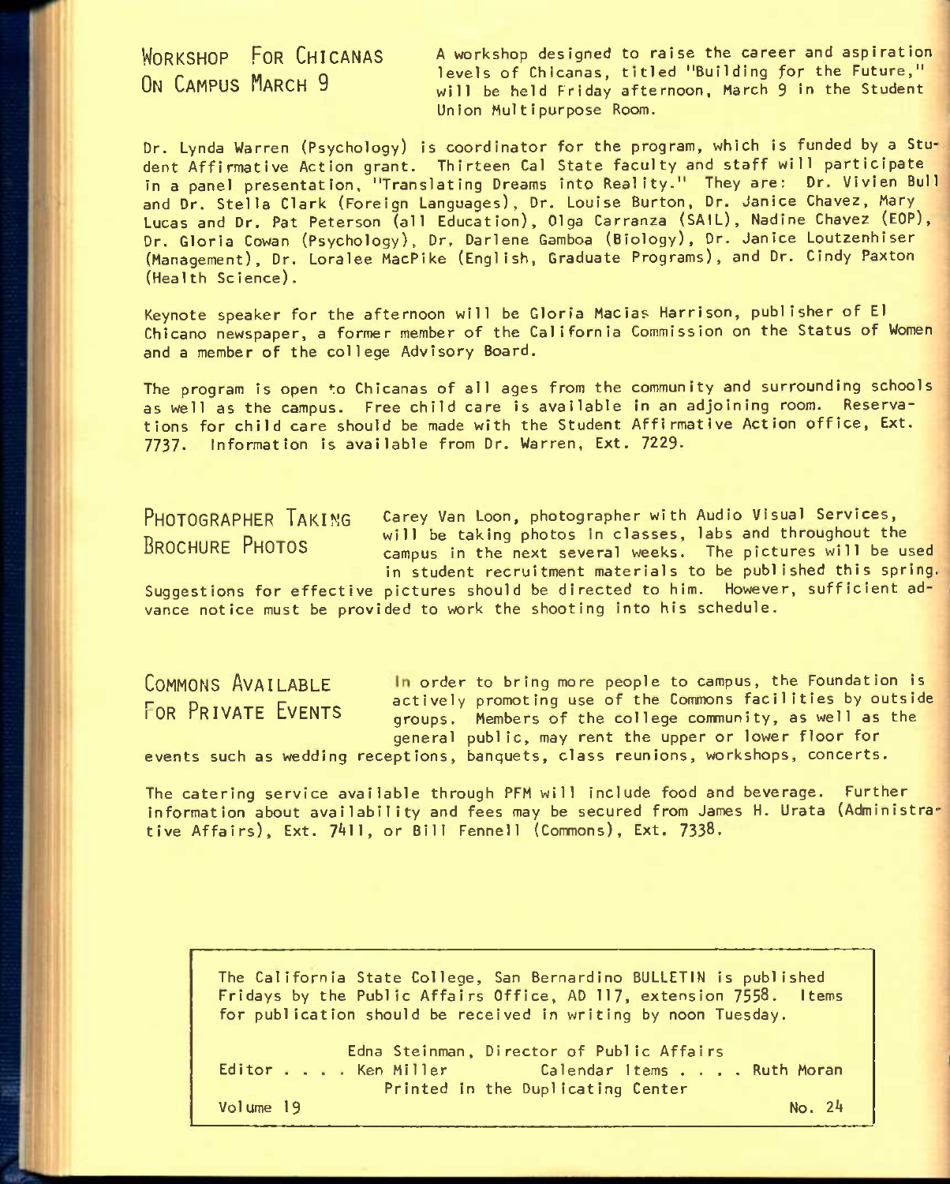## Workshop For Chicanas On Campus March 9

A workshop designed to raise the career and aspiration levels of Chicanas, titled "Building for the Future," will be held Friday afternoon, March 9 in the Student Union Multipurpose Room.

Dr. Lynda Warren (Psychology) is coordinator for the program, which is funded by a Student Affirmative Action grant. Thirteen Cal State faculty and staff will participate in a panel presentation, "Translating Dreams into Reality." They are: Dr. Vivien Bull and Dr. Stella Clark (Foreign Languages), Dr. Louise Burton, Dr. Janice Chavez, Mary Lucas and Dr. Pat Peterson (all Education), Olga Carranza (SAIL), Nadine Chavez (EOP), Dr. Gloria Cowan (Psychology), Dr. Darlene Gamboa (Biology), Dr. Janice Loutzenhiser (Management), Dr. Loralee MacPike (English, Graduate Programs), and Dr. Cindy Paxton (Health Science).

Keynote speaker for the afternoon will be Gloria Macias Harrison, publisher of El Chicano newspaper, a former member of the California Commission on the Status of Women and a member of the college Advisory Board.

The program is open to Chicanas of all ages from the community and surrounding schools as well as the campus. Free child care is available in an adjoining room. Reservations for child care should be made with the Student Affirmative Action office, Ext. 7737. Information is available from Dr. Warren, Ext. 7229.

## Photographer Taking Brochure Photos

Carey Van Loon, photographer with Audio Visual Services, will be taking photos in classes, labs and throughout the campus in the next several weeks. The pictures will be used in student recruitment materials to be published this spring. Suggestions for effective pictures should be directed to him. However, sufficient advance notice must be provided to work the shooting into his schedule.

## Commons Available For Private Events

In order to bring more people to campus, the Foundation is actively promoting use of the Commons facilities by outside groups. Members of the college community, as well as the general public, may rent the upper or lower floor for events such as wedding receptions, banquets, class reunions, workshops, concerts.

The catering service available through PFM will include food and beverage. Further information about availability and fees may be secured from James H. Urata (Administrative Affairs), Ext. 7411, or Bill Fennell (Commons), Ext. 7338.

---

The California State College, San Bernardino BULLETIN is published Fridays by the Public Affairs Office, AD 117, extension 7558. Items for publication should be received in writing by noon Tuesday.

Edna Steinman, Director of Public Affairs

Editor . . . . Ken Miller — Calendar Items . . . . Ruth Moran

Printed in the Duplicating Center

Volume 19 — No. 24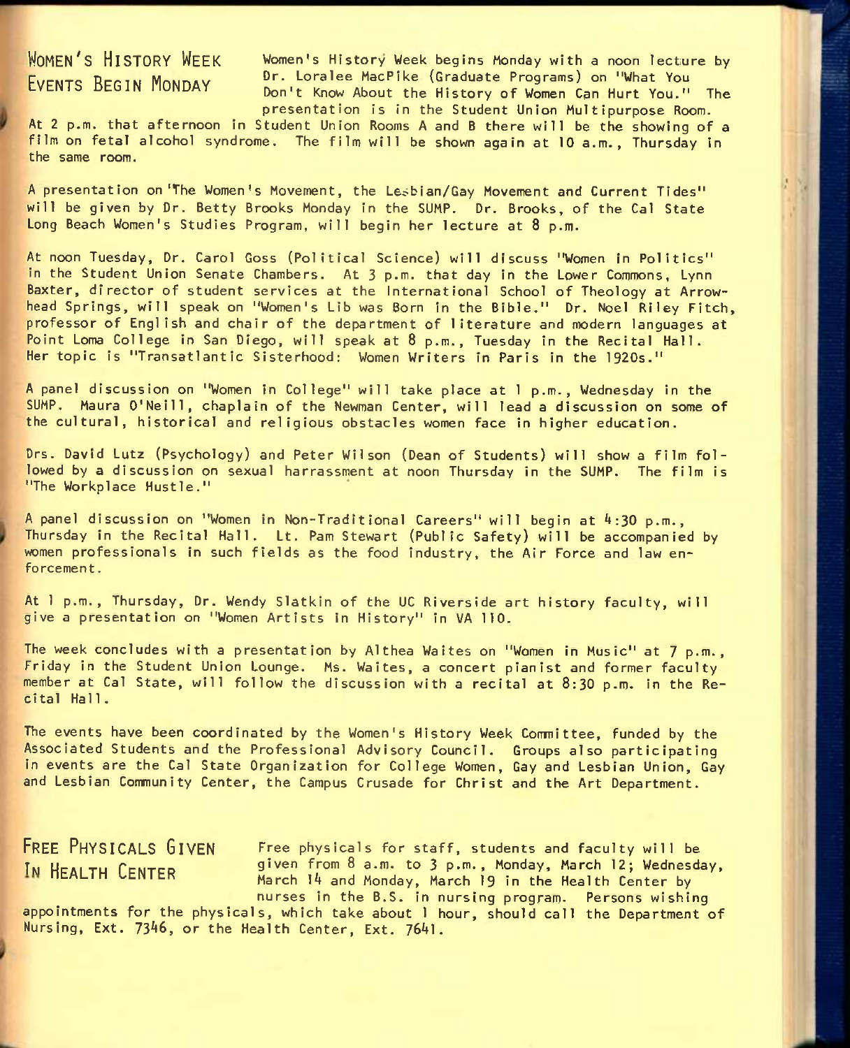## WOMEN'S HISTORY WEEK EVENTS BEGIN MONDAY

Women's History Week begins Monday with a noon lecture by Dr. Loralee MacPike (Graduate Programs) on "What You Don't Know About the History of Women Can Hurt You." The presentation is in the Student Union Multipurpose Room. At 2 p.m. that afternoon in Student Union Rooms A and B there will be the showing of a film on fetal alcohol syndrome. The film will be shown again at 10 a.m., Thursday in the same room.

A presentation on "The Women's Movement, the Lesbian/Gay Movement and Current Tides" will be given by Dr. Betty Brooks Monday in the SUMP. Dr. Brooks, of the Cal State Long Beach Women's Studies Program, will begin her lecture at 8 p.m.

At noon Tuesday, Dr. Carol Goss (Political Science) will discuss "Women in Politics" in the Student Union Senate Chambers. At 3 p.m. that day in the Lower Commons, Lynn Baxter, director of student services at the International School of Theology at Arrowhead Springs, will speak on "Women's Lib was Born in the Bible." Dr. Noel Riley Fitch, professor of English and chair of the department of literature and modern languages at Point Loma College in San Diego, will speak at 8 p.m., Tuesday in the Recital Hall. Her topic is "Transatlantic Sisterhood: Women Writers in Paris in the 1920s."

A panel discussion on "Women in College" will take place at 1 p.m., Wednesday in the SUMP. Maura O'Neill, chaplain of the Newman Center, will lead a discussion on some of the cultural, historical and religious obstacles women face in higher education.

Drs. David Lutz (Psychology) and Peter Wilson (Dean of Students) will show a film followed by a discussion on sexual harrassment at noon Thursday in the SUMP. The film is "The Workplace Hustle."

A panel discussion on "Women in Non-Traditional Careers" will begin at 4:30 p.m., Thursday in the Recital Hall. Lt. Pam Stewart (Public Safety) will be accompanied by women professionals in such fields as the food industry, the Air Force and law enforcement.

At 1 p.m., Thursday, Dr. Wendy Slatkin of the UC Riverside art history faculty, will give a presentation on "Women Artists in History" in VA 110.

The week concludes with a presentation by Althea Waites on "Women in Music" at 7 p.m., Friday in the Student Union Lounge. Ms. Waites, a concert pianist and former faculty member at Cal State, will follow the discussion with a recital at 8:30 p.m. in the Recital Hall.

The events have been coordinated by the Women's History Week Committee, funded by the Associated Students and the Professional Advisory Council. Groups also participating in events are the Cal State Organization for College Women, Gay and Lesbian Union, Gay and Lesbian Community Center, the Campus Crusade for Christ and the Art Department.

## FREE PHYSICALS GIVEN IN HEALTH CENTER

Free physicals for staff, students and faculty will be given from 8 a.m. to 3 p.m., Monday, March 12; Wednesday, March 14 and Monday, March 19 in the Health Center by nurses in the B.S. in nursing program. Persons wishing appointments for the physicals, which take about 1 hour, should call the Department of Nursing, Ext. 7346, or the Health Center, Ext. 7641.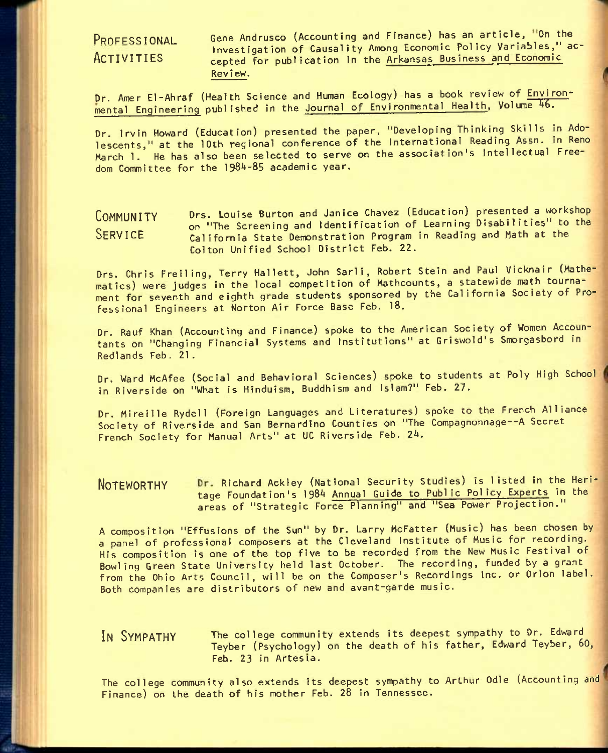## PROFESSIONAL ACTIVITIES

Gene Andrusco (Accounting and Finance) has an article, "On the Investigation of Causality Among Economic Policy Variables," accepted for publication in the Arkansas Business and Economic Review.

Dr. Amer El-Ahraf (Health Science and Human Ecology) has a book review of Environmental Engineering published in the Journal of Environmental Health, Volume 46.

Dr. Irvin Howard (Education) presented the paper, "Developing Thinking Skills in Adolescents," at the 10th regional conference of the International Reading Assn. in Reno March 1. He has also been selected to serve on the association's Intellectual Freedom Committee for the 1984-85 academic year.

## COMMUNITY SERVICE

Drs. Louise Burton and Janice Chavez (Education) presented a workshop on "The Screening and Identification of Learning Disabilities" to the California State Demonstration Program in Reading and Math at the Colton Unified School District Feb. 22.

Drs. Chris Freiling, Terry Hallett, John Sarli, Robert Stein and Paul Vicknair (Mathematics) were judges in the local competition of Mathcounts, a statewide math tournament for seventh and eighth grade students sponsored by the California Society of Professional Engineers at Norton Air Force Base Feb. 18.

Dr. Rauf Khan (Accounting and Finance) spoke to the American Society of Women Accountants on "Changing Financial Systems and Institutions" at Griswold's Smorgasbord in Redlands Feb. 21.

Dr. Ward McAfee (Social and Behavioral Sciences) spoke to students at Poly High School in Riverside on "What is Hinduism, Buddhism and Islam?" Feb. 27.

Dr. Mireille Rydell (Foreign Languages and Literatures) spoke to the French Alliance Society of Riverside and San Bernardino Counties on "The Compagnonnage--A Secret French Society for Manual Arts" at UC Riverside Feb. 24.

## NOTEWORTHY

Dr. Richard Ackley (National Security Studies) is listed in the Heritage Foundation's 1984 Annual Guide to Public Policy Experts in the areas of "Strategic Force Planning" and "Sea Power Projection."

A composition "Effusions of the Sun" by Dr. Larry McFatter (Music) has been chosen by a panel of professional composers at the Cleveland Institute of Music for recording. His composition is one of the top five to be recorded from the New Music Festival of Bowling Green State University held last October. The recording, funded by a grant from the Ohio Arts Council, will be on the Composer's Recordings Inc. or Orion label. Both companies are distributors of new and avant-garde music.

## IN SYMPATHY

The college community extends its deepest sympathy to Dr. Edward Teyber (Psychology) on the death of his father, Edward Teyber, 60, Feb. 23 in Artesia.

The college community also extends its deepest sympathy to Arthur Odle (Accounting and Finance) on the death of his mother Feb. 28 in Tennessee.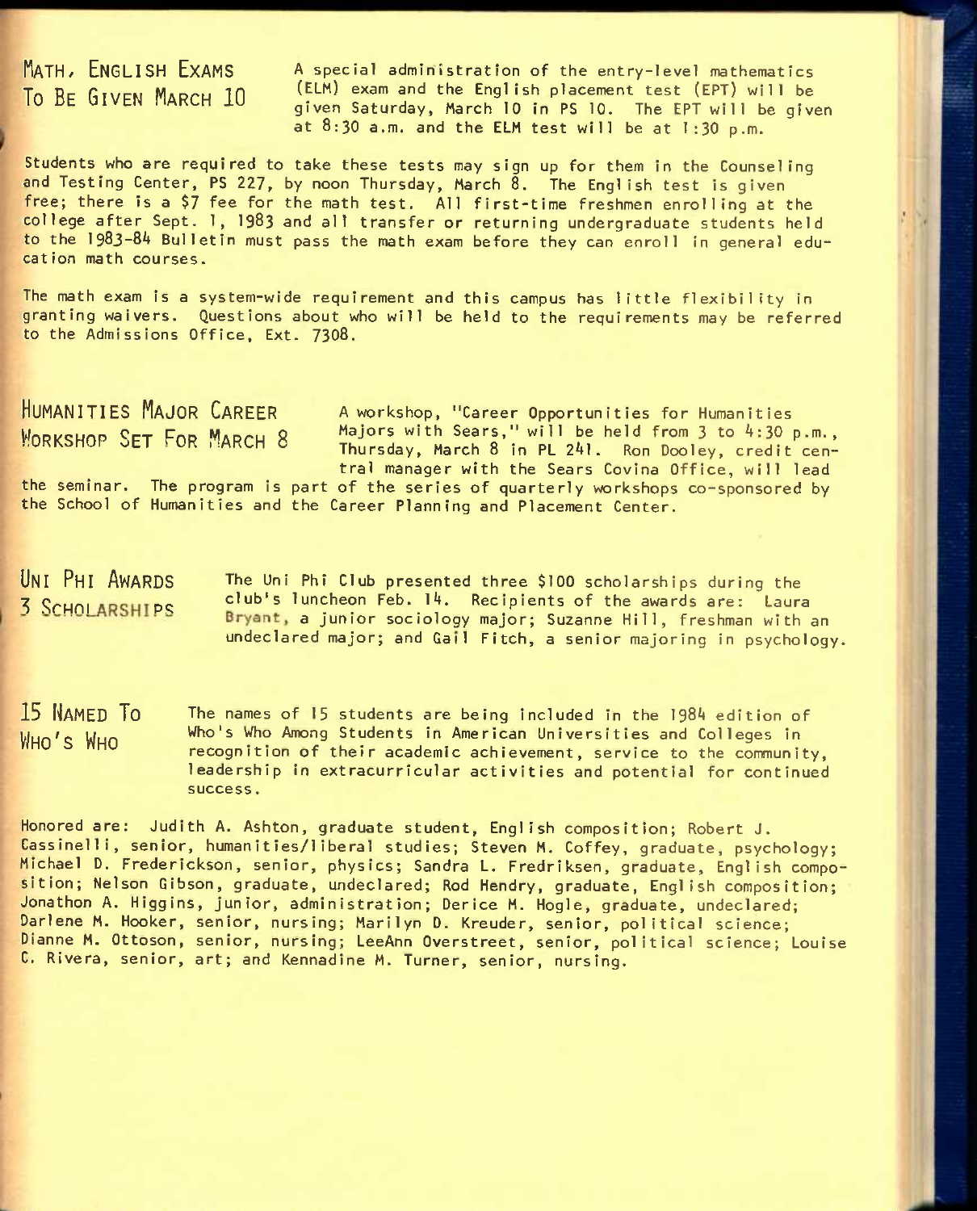## MATH, ENGLISH EXAMS TO BE GIVEN MARCH 10

A special administration of the entry-level mathematics (ELM) exam and the English placement test (EPT) will be given Saturday, March 10 in PS 10. The EPT will be given at 8:30 a.m. and the ELM test will be at 1:30 p.m.

Students who are required to take these tests may sign up for them in the Counseling and Testing Center, PS 227, by noon Thursday, March 8. The English test is given free; there is a $7 fee for the math test. All first-time freshmen enrolling at the college after Sept. 1, 1983 and all transfer or returning undergraduate students held to the 1983-84 Bulletin must pass the math exam before they can enroll in general education math courses.

The math exam is a system-wide requirement and this campus has little flexibility in granting waivers. Questions about who will be held to the requirements may be referred to the Admissions Office, Ext. 7308.

## HUMANITIES MAJOR CAREER WORKSHOP SET FOR MARCH 8

A workshop, "Career Opportunities for Humanities Majors with Sears," will be held from 3 to 4:30 p.m., Thursday, March 8 in PL 241. Ron Dooley, credit central manager with the Sears Covina Office, will lead the seminar. The program is part of the series of quarterly workshops co-sponsored by the School of Humanities and the Career Planning and Placement Center.

## UNI PHI AWARDS 3 SCHOLARSHIPS

The Uni Phi Club presented three $100 scholarships during the club's luncheon Feb. 14. Recipients of the awards are: Laura Bryant, a junior sociology major; Suzanne Hill, freshman with an undeclared major; and Gail Fitch, a senior majoring in psychology.

## 15 NAMED TO WHO'S WHO

The names of 15 students are being included in the 1984 edition of Who's Who Among Students in American Universities and Colleges in recognition of their academic achievement, service to the community, leadership in extracurricular activities and potential for continued success.

Honored are: Judith A. Ashton, graduate student, English composition; Robert J. Cassinelli, senior, humanities/liberal studies; Steven M. Coffey, graduate, psychology; Michael D. Frederickson, senior, physics; Sandra L. Fredriksen, graduate, English composition; Nelson Gibson, graduate, undeclared; Rod Hendry, graduate, English composition; Jonathon A. Higgins, junior, administration; Derice M. Hogle, graduate, undeclared; Darlene M. Hooker, senior, nursing; Marilyn D. Kreuder, senior, political science; Dianne M. Ottoson, senior, nursing; LeeAnn Overstreet, senior, political science; Louise C. Rivera, senior, art; and Kennadine M. Turner, senior, nursing.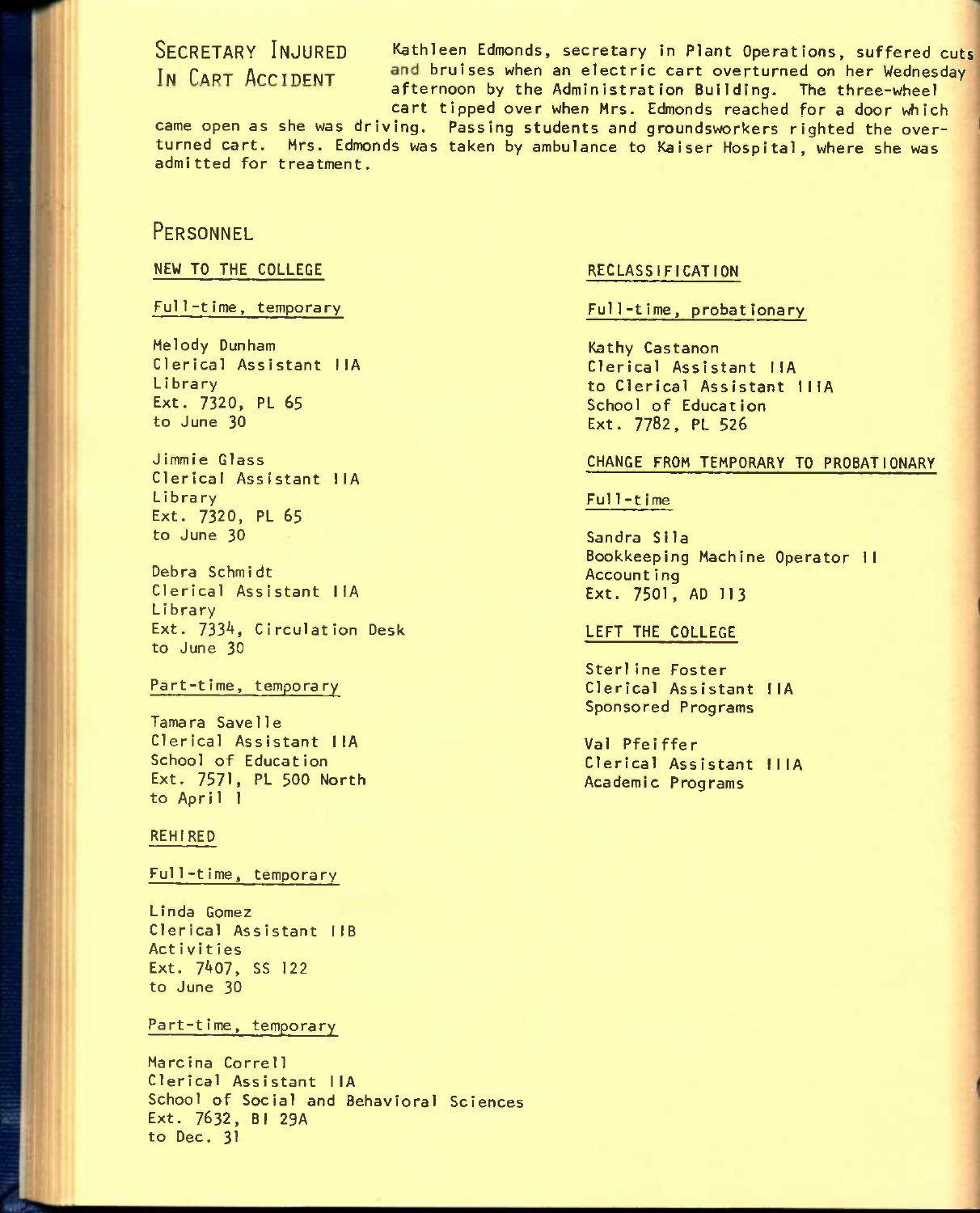## SECRETARY INJURED IN CART ACCIDENT

Kathleen Edmonds, secretary in Plant Operations, suffered cuts and bruises when an electric cart overturned on her Wednesday afternoon by the Administration Building. The three-wheel cart tipped over when Mrs. Edmonds reached for a door which came open as she was driving. Passing students and groundsworkers righted the overturned cart. Mrs. Edmonds was taken by ambulance to Kaiser Hospital, where she was admitted for treatment.

## PERSONNEL

### NEW TO THE COLLEGE

#### Full-time, temporary

Melody Dunham
Clerical Assistant IIA
Library
Ext. 7320, PL 65
to June 30

Jimmie Glass
Clerical Assistant IIA
Library
Ext. 7320, PL 65
to June 30

Debra Schmidt
Clerical Assistant IIA
Library
Ext. 7334, Circulation Desk
to June 30

#### Part-time, temporary

Tamara Savelle
Clerical Assistant IIA
School of Education
Ext. 7571, PL 500 North
to April 1

### REHIRED

#### Full-time, temporary

Linda Gomez
Clerical Assistant IIB
Activities
Ext. 7407, SS 122
to June 30

#### Part-time, temporary

Marcina Correll
Clerical Assistant IIA
School of Social and Behavioral Sciences
Ext. 7632, BI 29A
to Dec. 31

### RECLASSIFICATION

#### Full-time, probationary

Kathy Castanon
Clerical Assistant IIA
to Clerical Assistant IIIA
School of Education
Ext. 7782, PL 526

### CHANGE FROM TEMPORARY TO PROBATIONARY

#### Full-time

Sandra Sila
Bookkeeping Machine Operator II
Accounting
Ext. 7501, AD 113

### LEFT THE COLLEGE

Sterline Foster
Clerical Assistant IIA
Sponsored Programs

Val Pfeiffer
Clerical Assistant IIIA
Academic Programs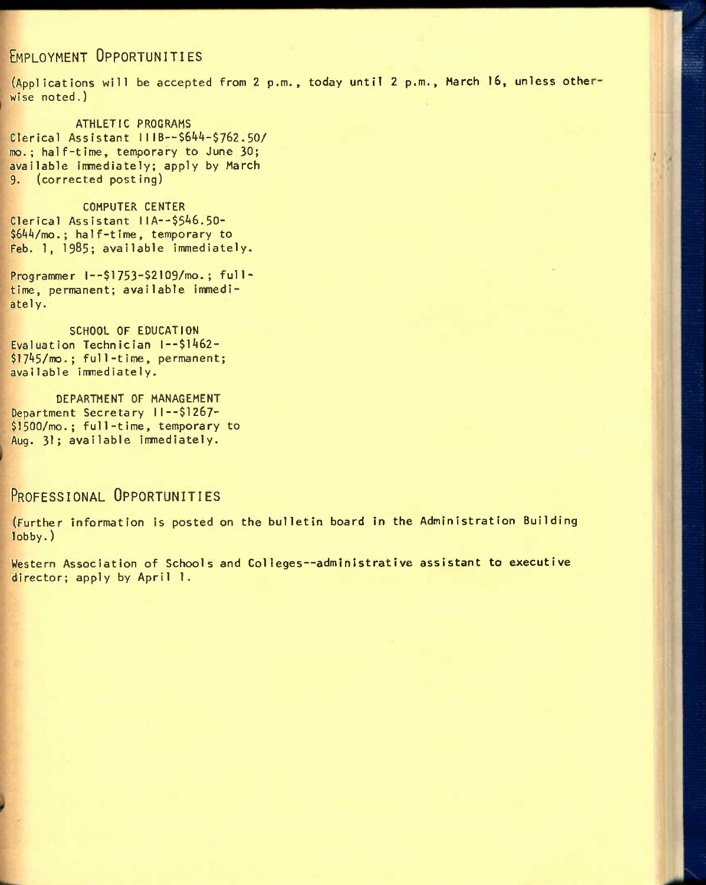## Employment Opportunities

(Applications will be accepted from 2 p.m., today until 2 p.m., March 16, unless otherwise noted.)

### ATHLETIC PROGRAMS

Clerical Assistant IIIB--$644-$762.50/mo.; half-time, temporary to June 30; available immediately; apply by March 9. (corrected posting)

### COMPUTER CENTER

Clerical Assistant IIA--$546.50-$644/mo.; half-time, temporary to Feb. 1, 1985; available immediately.

Programmer I--$1753-$2109/mo.; full-time, permanent; available immediately.

### SCHOOL OF EDUCATION

Evaluation Technician I--$1462-$1745/mo.; full-time, permanent; available immediately.

### DEPARTMENT OF MANAGEMENT

Department Secretary II--$1267-$1500/mo.; full-time, temporary to Aug. 31; available immediately.

## Professional Opportunities

(Further information is posted on the bulletin board in the Administration Building lobby.)

Western Association of Schools and Colleges--administrative assistant to executive director; apply by April 1.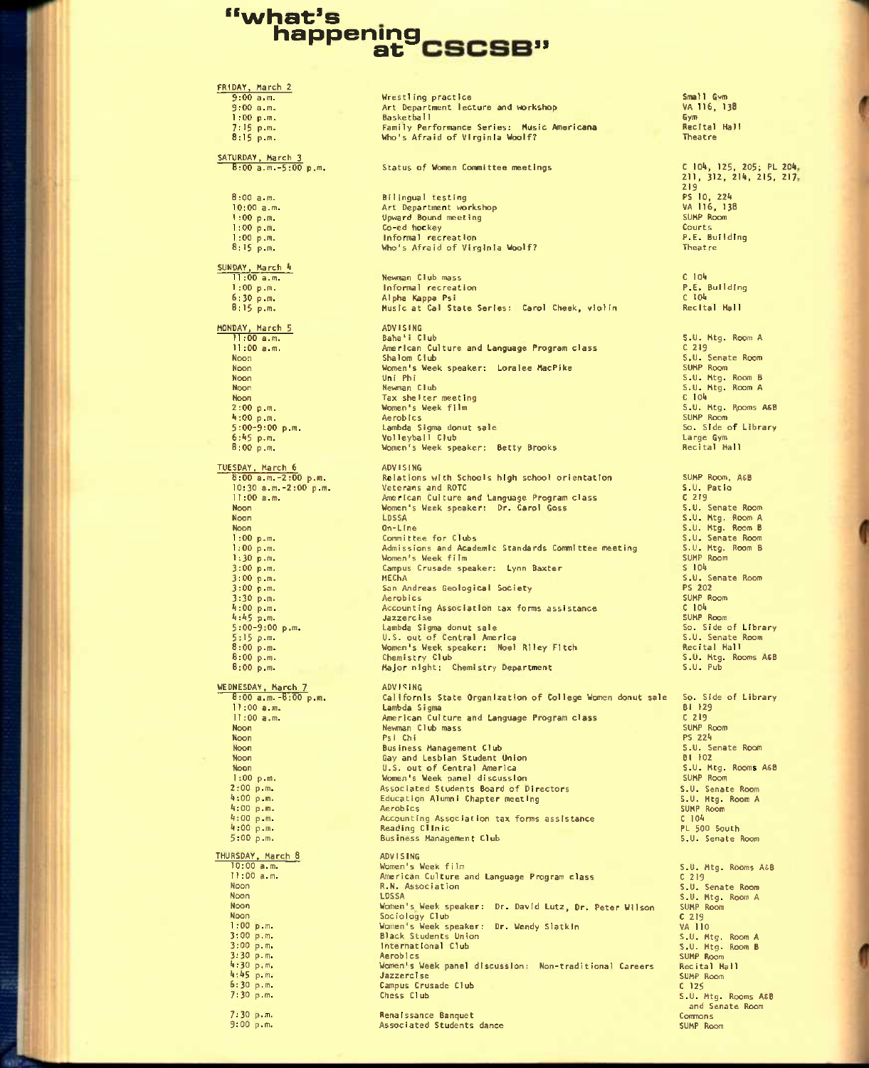# "what's happening at CSCSB"

**FRIDAY, March 2**

| | | |
|---|---|---|
| 9:00 a.m. | Wrestling practice | Small Gym |
| 9:00 a.m. | Art Department lecture and workshop | VA 116, 138 |
| 1:00 p.m. | Basketball | Gym |
| 7:15 p.m. | Family Performance Series: Music Americana | Recital Hall |
| 8:15 p.m. | Who's Afraid of Virginia Woolf? | Theatre |

**SATURDAY, March 3**

| | | |
|---|---|---|
| 8:00 a.m.-5:00 p.m. | Status of Women Committee meetings | C 104, 125, 205; PL 204, 211, 312, 214, 215, 217, 219 |
| 8:00 a.m. | Bilingual testing | PS 10, 224 |
| 10:00 a.m. | Art Department workshop | VA 116, 138 |
| 1:00 p.m. | Upward Bound meeting | SUMP Room |
| 1:00 p.m. | Co-ed hockey | Courts |
| 1:00 p.m. | Informal recreation | P.E. Building |
| 8:15 p.m. | Who's Afraid of Virginia Woolf? | Theatre |

**SUNDAY, March 4**

| | | |
|---|---|---|
| 11:00 a.m. | Newman Club mass | C 104 |
| 1:00 p.m. | Informal recreation | P.E. Building |
| 6:30 p.m. | Alpha Kappa Psi | C 104 |
| 8:15 p.m. | Music at Cal State Series: Carol Cheek, violin | Recital Hall |

**MONDAY, March 5**

| | | |
|---|---|---|
| | ADVISING | |
| 11:00 a.m. | Baha'i Club | S.U. Mtg. Room A |
| 11:00 a.m. | American Culture and Language Program class | C 219 |
| Noon | Shalom Club | S.U. Senate Room |
| Noon | Women's Week speaker: Loralee MacPike | SUMP Room |
| Noon | Uni Phi | S.U. Mtg. Room B |
| Noon | Newman Club | S.U. Mtg. Room A |
| Noon | Tax shelter meeting | C 104 |
| 2:00 p.m. | Women's Week film | S.U. Mtg. Rooms A&B |
| 4:00 p.m. | Aerobics | SUMP Room |
| 5:00-9:00 p.m. | Lambda Sigma donut sale | So. Side of Library |
| 6:45 p.m. | Volleyball Club | Large Gym |
| 8:00 p.m. | Women's Week speaker: Betty Brooks | Recital Hall |

**TUESDAY, March 6**

| | | |
|---|---|---|
| | ADVISING | |
| 8:00 a.m.-2:00 p.m. | Relations with Schools high school orientation | SUMP Room, A&B |
| 10:30 a.m.-2:00 p.m. | Veterans and ROTC | S.U. Patio |
| 11:00 a.m. | American Culture and Language Program class | C 219 |
| Noon | Women's Week speaker: Dr. Carol Goss | S.U. Senate Room |
| Noon | LDSSA | S.U. Mtg. Room A |
| Noon | On-Line | S.U. Mtg. Room B |
| 1:00 p.m. | Committee for Clubs | S.U. Senate Room |
| 1:00 p.m. | Admissions and Academic Standards Committee meeting | S.U. Mtg. Room B |
| 1:30 p.m. | Women's Week film | SUMP Room |
| 3:00 p.m. | Campus Crusade speaker: Lynn Baxter | S 104 |
| 3:00 p.m. | MEChA | S.U. Senate Room |
| 3:00 p.m. | San Andreas Geological Society | PS 202 |
| 3:30 p.m. | Aerobics | SUMP Room |
| 4:00 p.m. | Accounting Association tax forms assistance | C 104 |
| 4:45 p.m. | Jazzercise | SUMP Room |
| 5:00-9:00 p.m. | Lambda Sigma donut sale | So. Side of Library |
| 5:15 p.m. | U.S. out of Central America | S.U. Senate Room |
| 8:00 p.m. | Women's Week speaker: Noel Riley Fitch | Recital Hall |
| 8:00 p.m. | Chemistry Club | S.U. Mtg. Rooms A&B |
| 8:00 p.m. | Major night: Chemistry Department | S.U. Pub |

**WEDNESDAY, March 7**

| | | |
|---|---|---|
| | ADVISING | |
| 8:00 a.m.-8:00 p.m. | California State Organization of College Women donut sale | So. Side of Library |
| 11:00 a.m. | Lambda Sigma | BI 129 |
| 11:00 a.m. | American Culture and Language Program class | C 219 |
| Noon | Newman Club mass | SUMP Room |
| Noon | Psi Chi | PS 224 |
| Noon | Business Management Club | S.U. Senate Room |
| Noon | Gay and Lesbian Student Union | BI 102 |
| Noon | U.S. out of Central America | S.U. Mtg. Rooms A&B |
| 1:00 p.m. | Women's Week panel discussion | SUMP Room |
| 2:00 p.m. | Associated Students Board of Directors | S.U. Senate Room |
| 4:00 p.m. | Education Alumni Chapter meeting | S.U. Mtg. Room A |
| 4:00 p.m. | Aerobics | SUMP Room |
| 4:00 p.m. | Accounting Association tax forms assistance | C 104 |
| 4:00 p.m. | Reading Clinic | PL 500 South |
| 5:00 p.m. | Business Management Club | S.U. Senate Room |

**THURSDAY, March 8**

| | | |
|---|---|---|
| | ADVISING | |
| 10:00 a.m. | Women's Week film | S.U. Mtg. Rooms A&B |
| 11:00 a.m. | American Culture and Language Program class | C 219 |
| Noon | R.N. Association | S.U. Senate Room |
| Noon | LDSSA | S.U. Mtg. Room A |
| Noon | Women's Week speaker: Dr. David Lutz, Dr. Peter Wilson | SUMP Room |
| Noon | Sociology Club | C 219 |
| 1:00 p.m. | Women's Week speaker: Dr. Wendy Slatkin | VA 110 |
| 3:00 p.m. | Black Students Union | S.U. Mtg. Room A |
| 3:00 p.m. | International Club | S.U. Mtg. Room B |
| 3:30 p.m. | Aerobics | SUMP Room |
| 4:30 p.m. | Women's Week panel discussion: Non-traditional Careers | Recital Hall |
| 4:45 p.m. | Jazzercise | SUMP Room |
| 6:30 p.m. | Campus Crusade Club | C 125 |
| 7:30 p.m. | Chess Club | S.U. Mtg. Rooms A&B and Senate Room |
| 7:30 p.m. | Renaissance Banquet | Commons |
| 9:00 p.m. | Associated Students dance | SUMP Room |